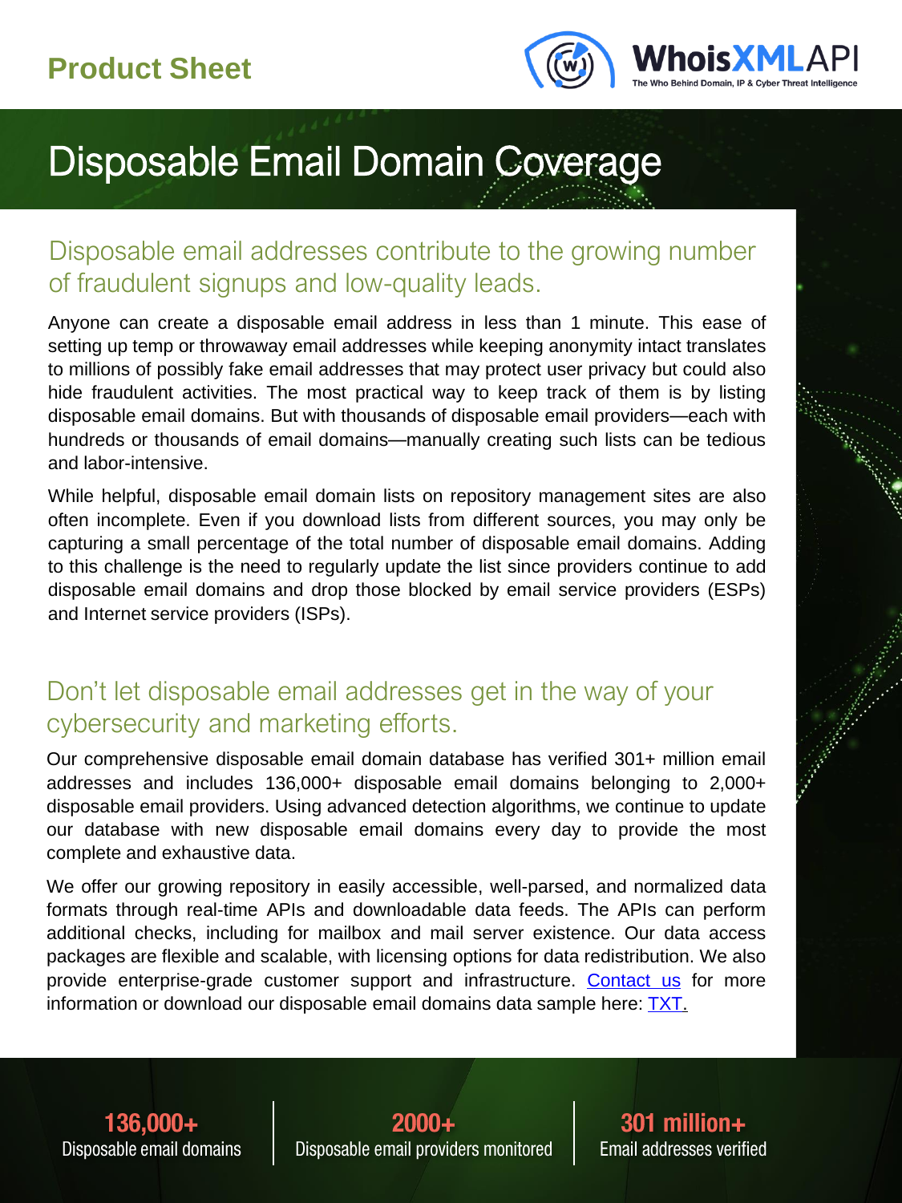Product Sheet

WhoisXMLAPI
The Who Behind Domain, IP & Cyber Threat Intelligence

# Disposable Email Domain Coverage

## Disposable email addresses contribute to the growing number of fraudulent signups and low-quality leads.

Anyone can create a disposable email address in less than 1 minute. This ease of setting up temp or throwaway email addresses while keeping anonymity intact translates to millions of possibly fake email addresses that may protect user privacy but could also hide fraudulent activities. The most practical way to keep track of them is by listing disposable email domains. But with thousands of disposable email providers—each with hundreds or thousands of email domains—manually creating such lists can be tedious and labor-intensive.

While helpful, disposable email domain lists on repository management sites are also often incomplete. Even if you download lists from different sources, you may only be capturing a small percentage of the total number of disposable email domains. Adding to this challenge is the need to regularly update the list since providers continue to add disposable email domains and drop those blocked by email service providers (ESPs) and Internet service providers (ISPs).

## Don't let disposable email addresses get in the way of your cybersecurity and marketing efforts.

Our comprehensive disposable email domain database has verified 301+ million email addresses and includes 136,000+ disposable email domains belonging to 2,000+ disposable email providers. Using advanced detection algorithms, we continue to update our database with new disposable email domains every day to provide the most complete and exhaustive data.

We offer our growing repository in easily accessible, well-parsed, and normalized data formats through real-time APIs and downloadable data feeds. The APIs can perform additional checks, including for mailbox and mail server existence. Our data access packages are flexible and scalable, with licensing options for data redistribution. We also provide enterprise-grade customer support and infrastructure. Contact us for more information or download our disposable email domains data sample here: TXT.

**136,000+**
Disposable email domains

**2000+**
Disposable email providers monitored

**301 million+**
Email addresses verified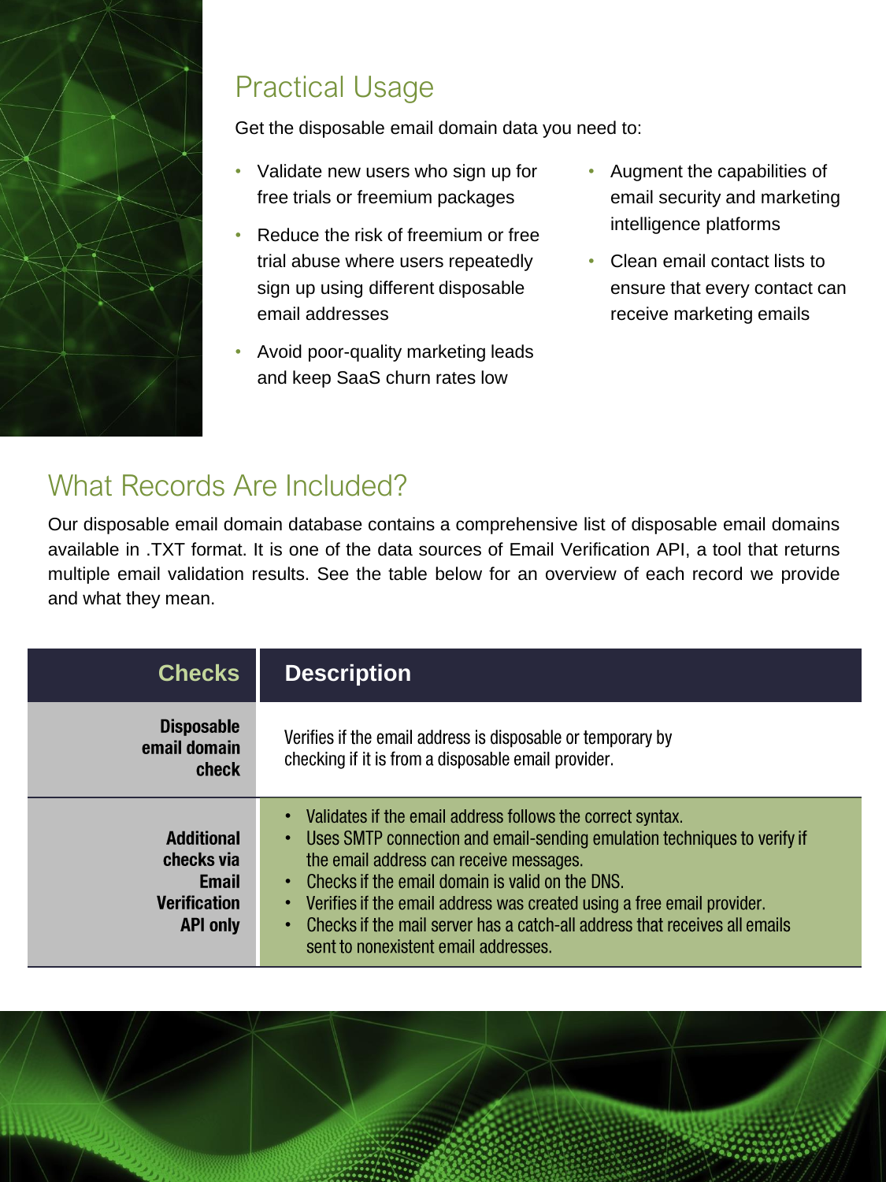## Practical Usage

Get the disposable email domain data you need to:

- Validate new users who sign up for free trials or freemium packages
- Reduce the risk of freemium or free trial abuse where users repeatedly sign up using different disposable email addresses
- Avoid poor-quality marketing leads and keep SaaS churn rates low
- Augment the capabilities of email security and marketing intelligence platforms
- Clean email contact lists to ensure that every contact can receive marketing emails

## What Records Are Included?

Our disposable email domain database contains a comprehensive list of disposable email domains available in .TXT format. It is one of the data sources of Email Verification API, a tool that returns multiple email validation results. See the table below for an overview of each record we provide and what they mean.

| Checks | Description |
| --- | --- |
| **Disposable email domain check** | Verifies if the email address is disposable or temporary by checking if it is from a disposable email provider. |
| **Additional checks via Email Verification API only** | • Validates if the email address follows the correct syntax.<br>• Uses SMTP connection and email-sending emulation techniques to verify if the email address can receive messages.<br>• Checks if the email domain is valid on the DNS.<br>• Verifies if the email address was created using a free email provider.<br>• Checks if the mail server has a catch-all address that receives all emails sent to nonexistent email addresses. |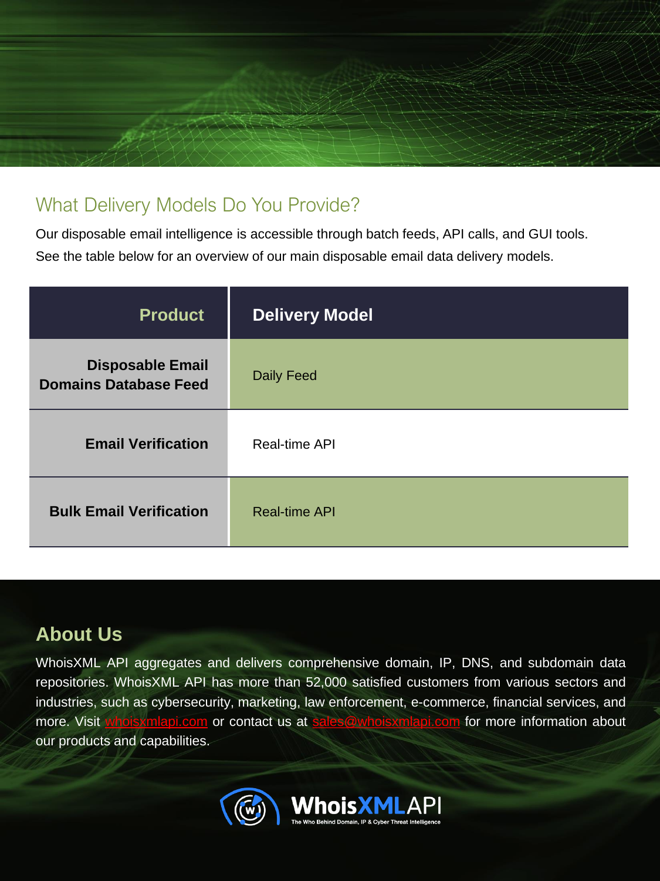## What Delivery Models Do You Provide?

Our disposable email intelligence is accessible through batch feeds, API calls, and GUI tools. See the table below for an overview of our main disposable email data delivery models.

| Product | Delivery Model |
|---|---|
| **Disposable Email Domains Database Feed** | Daily Feed |
| **Email Verification** | Real-time API |
| **Bulk Email Verification** | Real-time API |

## About Us

WhoisXML API aggregates and delivers comprehensive domain, IP, DNS, and subdomain data repositories. WhoisXML API has more than 52,000 satisfied customers from various sectors and industries, such as cybersecurity, marketing, law enforcement, e-commerce, financial services, and more. Visit whoisxmlapi.com or contact us at sales@whoisxmlapi.com for more information about our products and capabilities.

WhoisXMLAPI

The Who Behind Domain, IP & Cyber Threat Intelligence